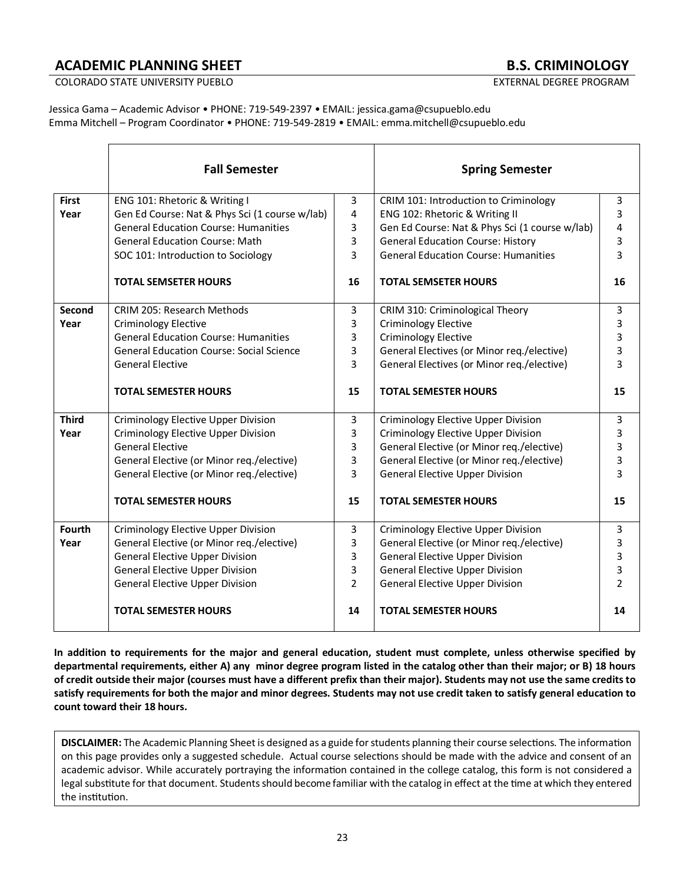# ACADEMIC PLANNING SHEET — B.S. CRIMINOLOGY

COLORADO STATE UNIVERSITY PUEBLO — EXTERNAL DEGREE PROGRAM

Jessica Gama – Academic Advisor • PHONE: 719-549-2397 • EMAIL: jessica.gama@csupueblo.edu
Emma Mitchell – Program Coordinator • PHONE: 719-549-2819 • EMAIL: emma.mitchell@csupueblo.edu

| | Fall Semester | | Spring Semester | |
|---|---|---|---|---|
| **First Year** | ENG 101: Rhetoric & Writing I | 3 | CRIM 101: Introduction to Criminology | 3 |
| | Gen Ed Course: Nat & Phys Sci (1 course w/lab) | 4 | ENG 102: Rhetoric & Writing II | 3 |
| | General Education Course: Humanities | 3 | Gen Ed Course: Nat & Phys Sci (1 course w/lab) | 4 |
| | General Education Course: Math | 3 | General Education Course: History | 3 |
| | SOC 101: Introduction to Sociology | 3 | General Education Course: Humanities | 3 |
| | **TOTAL SEMSETER HOURS** | **16** | **TOTAL SEMSETER HOURS** | **16** |
| **Second Year** | CRIM 205: Research Methods | 3 | CRIM 310: Criminological Theory | 3 |
| | Criminology Elective | 3 | Criminology Elective | 3 |
| | General Education Course: Humanities | 3 | Criminology Elective | 3 |
| | General Education Course: Social Science | 3 | General Electives (or Minor req./elective) | 3 |
| | General Elective | 3 | General Electives (or Minor req./elective) | 3 |
| | **TOTAL SEMESTER HOURS** | **15** | **TOTAL SEMESTER HOURS** | **15** |
| **Third Year** | Criminology Elective Upper Division | 3 | Criminology Elective Upper Division | 3 |
| | Criminology Elective Upper Division | 3 | Criminology Elective Upper Division | 3 |
| | General Elective | 3 | General Elective (or Minor req./elective) | 3 |
| | General Elective (or Minor req./elective) | 3 | General Elective (or Minor req./elective) | 3 |
| | General Elective (or Minor req./elective) | 3 | General Elective Upper Division | 3 |
| | **TOTAL SEMESTER HOURS** | **15** | **TOTAL SEMESTER HOURS** | **15** |
| **Fourth Year** | Criminology Elective Upper Division | 3 | Criminology Elective Upper Division | 3 |
| | General Elective (or Minor req./elective) | 3 | General Elective (or Minor req./elective) | 3 |
| | General Elective Upper Division | 3 | General Elective Upper Division | 3 |
| | General Elective Upper Division | 3 | General Elective Upper Division | 3 |
| | General Elective Upper Division | 2 | General Elective Upper Division | 2 |
| | **TOTAL SEMESTER HOURS** | **14** | **TOTAL SEMESTER HOURS** | **14** |

**In addition to requirements for the major and general education, student must complete, unless otherwise specified by departmental requirements, either A) any minor degree program listed in the catalog other than their major; or B) 18 hours of credit outside their major (courses must have a different prefix than their major). Students may not use the same credits to satisfy requirements for both the major and minor degrees. Students may not use credit taken to satisfy general education to count toward their 18 hours.**

**DISCLAIMER:** The Academic Planning Sheet is designed as a guide for students planning their course selections. The information on this page provides only a suggested schedule. Actual course selections should be made with the advice and consent of an academic advisor. While accurately portraying the information contained in the college catalog, this form is not considered a legal substitute for that document. Students should become familiar with the catalog in effect at the time at which they entered the institution.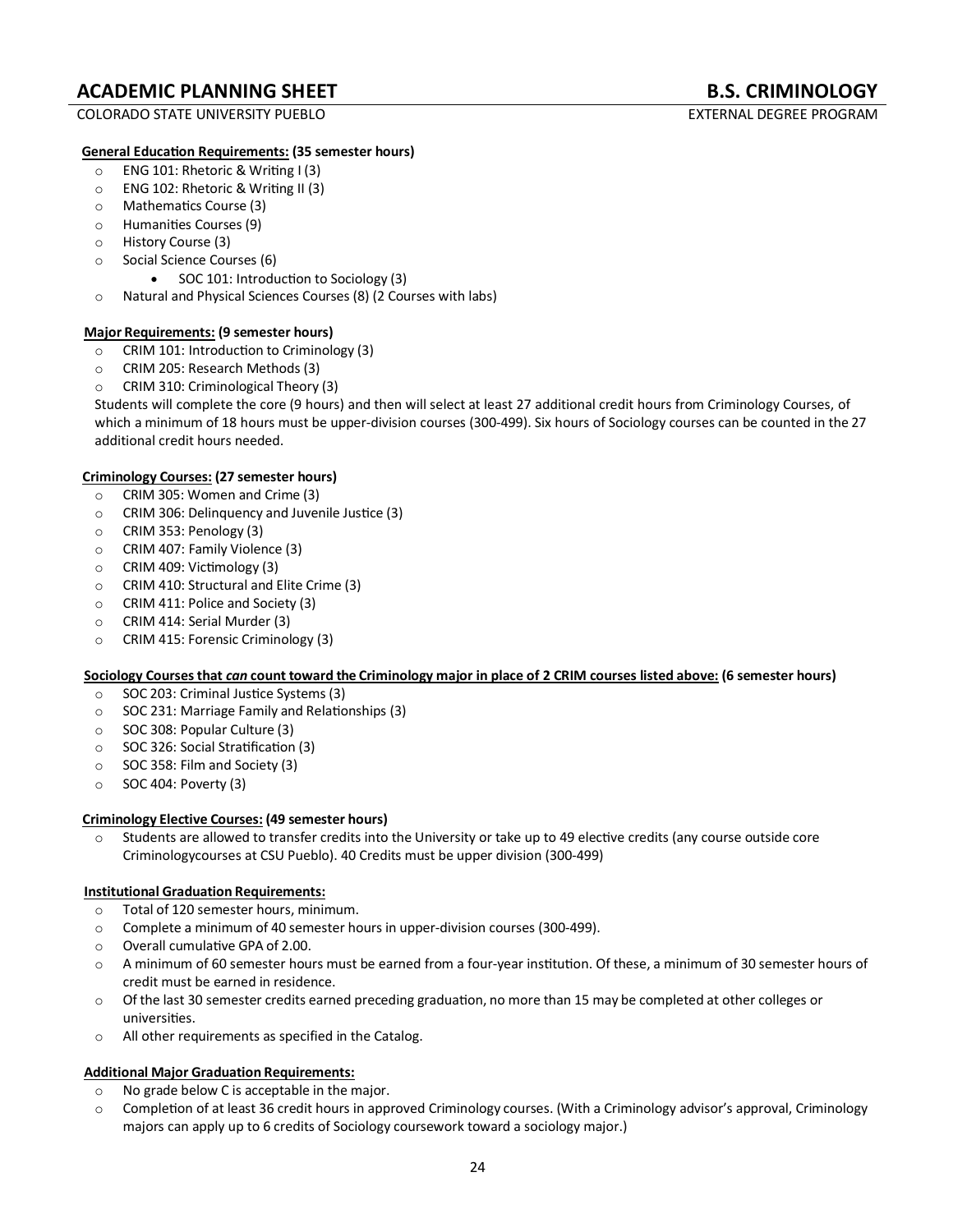# ACADEMIC PLANNING SHEET — B.S. CRIMINOLOGY

COLORADO STATE UNIVERSITY PUEBLO — EXTERNAL DEGREE PROGRAM

**General Education Requirements: (35 semester hours)**

- ENG 101: Rhetoric & Writing I (3)
- ENG 102: Rhetoric & Writing II (3)
- Mathematics Course (3)
- Humanities Courses (9)
- History Course (3)
- Social Science Courses (6)
    - SOC 101: Introduction to Sociology (3)
- Natural and Physical Sciences Courses (8) (2 Courses with labs)

**Major Requirements: (9 semester hours)**

- CRIM 101: Introduction to Criminology (3)
- CRIM 205: Research Methods (3)
- CRIM 310: Criminological Theory (3)

Students will complete the core (9 hours) and then will select at least 27 additional credit hours from Criminology Courses, of which a minimum of 18 hours must be upper-division courses (300-499). Six hours of Sociology courses can be counted in the 27 additional credit hours needed.

**Criminology Courses: (27 semester hours)**

- CRIM 305: Women and Crime (3)
- CRIM 306: Delinquency and Juvenile Justice (3)
- CRIM 353: Penology (3)
- CRIM 407: Family Violence (3)
- CRIM 409: Victimology (3)
- CRIM 410: Structural and Elite Crime (3)
- CRIM 411: Police and Society (3)
- CRIM 414: Serial Murder (3)
- CRIM 415: Forensic Criminology (3)

**Sociology Courses that *can* count toward the Criminology major in place of 2 CRIM courses listed above: (6 semester hours)**

- SOC 203: Criminal Justice Systems (3)
- SOC 231: Marriage Family and Relationships (3)
- SOC 308: Popular Culture (3)
- SOC 326: Social Stratification (3)
- SOC 358: Film and Society (3)
- SOC 404: Poverty (3)

**Criminology Elective Courses: (49 semester hours)**

- Students are allowed to transfer credits into the University or take up to 49 elective credits (any course outside core Criminologycourses at CSU Pueblo). 40 Credits must be upper division (300-499)

**Institutional Graduation Requirements:**

- Total of 120 semester hours, minimum.
- Complete a minimum of 40 semester hours in upper-division courses (300-499).
- Overall cumulative GPA of 2.00.
- A minimum of 60 semester hours must be earned from a four-year institution. Of these, a minimum of 30 semester hours of credit must be earned in residence.
- Of the last 30 semester credits earned preceding graduation, no more than 15 may be completed at other colleges or universities.
- All other requirements as specified in the Catalog.

**Additional Major Graduation Requirements:**

- No grade below C is acceptable in the major.
- Completion of at least 36 credit hours in approved Criminology courses. (With a Criminology advisor's approval, Criminology majors can apply up to 6 credits of Sociology coursework toward a sociology major.)